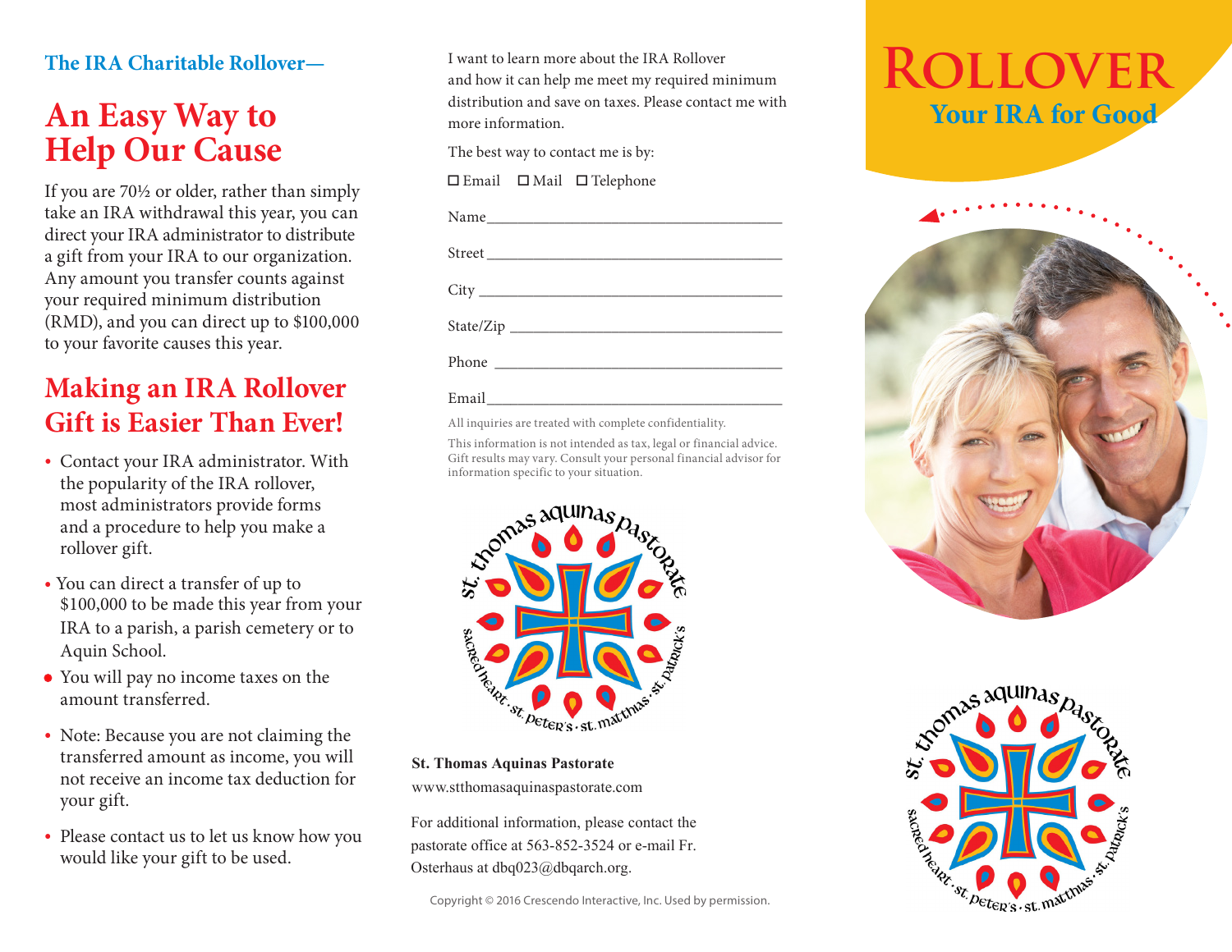The IRA Charitable Rollover—

# An Easy Way to Help Our Cause

If you are 70½ or older, rather than simply take an IRA withdrawal this year, you can direct your IRA administrator to distribute a gift from your IRA to our organization. Any amount you transfer counts against your required minimum distribution (RMD), and you can direct up to $100,000 to your favorite causes this year.

## Making an IRA Rollover Gift is Easier Than Ever!

- Contact your IRA administrator. With the popularity of the IRA rollover, most administrators provide forms and a procedure to help you make a rollover gift.
- You can direct a transfer of up to $100,000 to be made this year from your IRA to a parish, a parish cemetery or to Aquin School.
- You will pay no income taxes on the amount transferred.
- Note: Because you are not claiming the transferred amount as income, you will not receive an income tax deduction for your gift.
- Please contact us to let us know how you would like your gift to be used.

I want to learn more about the IRA Rollover and how it can help me meet my required minimum distribution and save on taxes. Please contact me with more information.

The best way to contact me is by:

☐ Email ☐ Mail ☐ Telephone

Name ____________________

Street ____________________

City ____________________

State/Zip ____________________

Phone ____________________

Email ____________________

All inquiries are treated with complete confidentiality.

This information is not intended as tax, legal or financial advice. Gift results may vary. Consult your personal financial advisor for information specific to your situation.

st. thomas aquinas pastorate
sacred heart · st. peter's · st. matthias · st. patrick's

**St. Thomas Aquinas Pastorate**

www.stthomasaquinaspastorate.com

For additional information, please contact the pastorate office at 563-852-3524 or e-mail Fr. Osterhaus at dbq023@dbqarch.org.

Copyright © 2016 Crescendo Interactive, Inc. Used by permission.

# Rollover

## Your IRA for Good

st. thomas aquinas pastorate
sacred heart · st. peter's · st. matthias · st. patrick's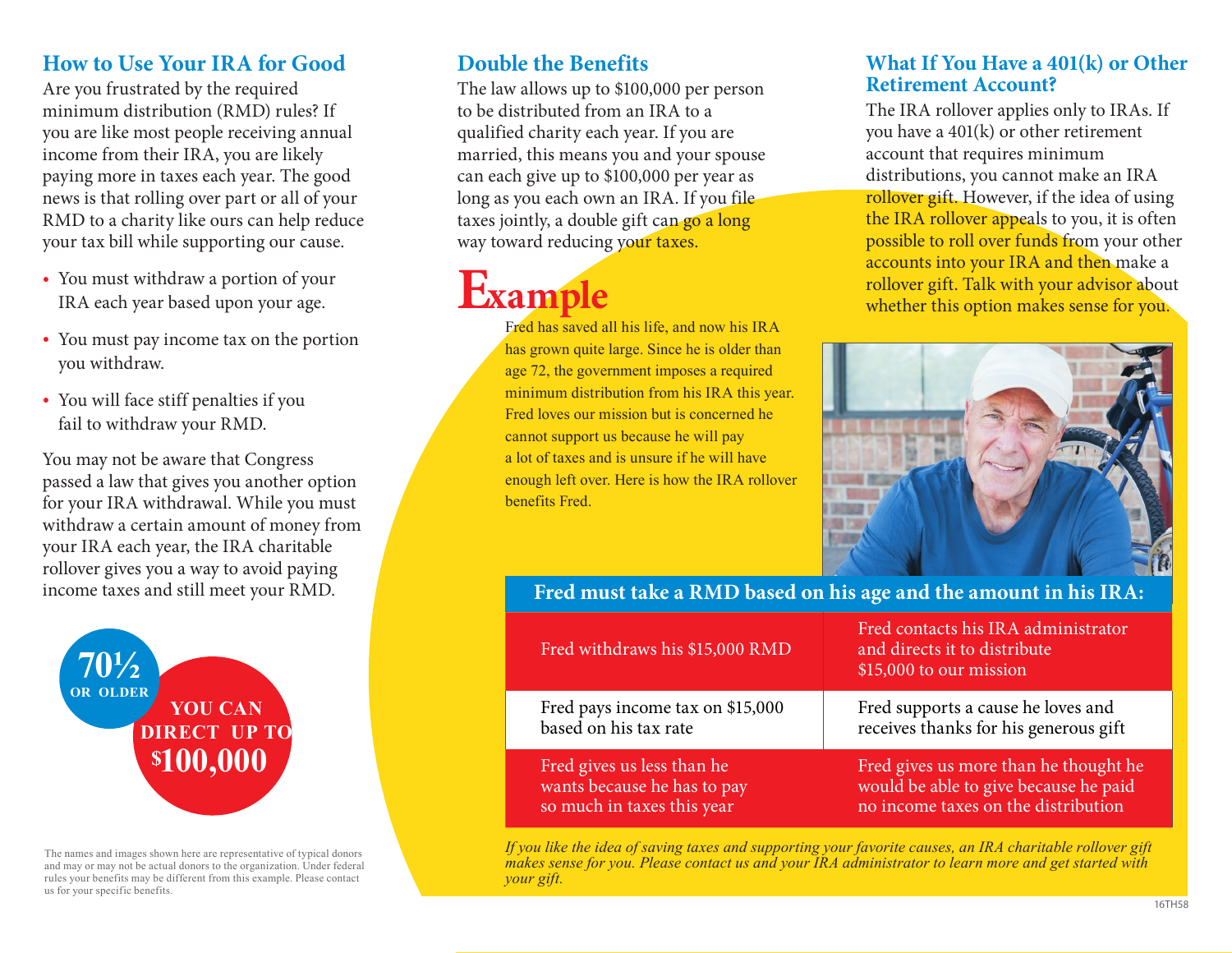## How to Use Your IRA for Good

Are you frustrated by the required minimum distribution (RMD) rules? If you are like most people receiving annual income from their IRA, you are likely paying more in taxes each year. The good news is that rolling over part or all of your RMD to a charity like ours can help reduce your tax bill while supporting our cause.

- You must withdraw a portion of your IRA each year based upon your age.
- You must pay income tax on the portion you withdraw.
- You will face stiff penalties if you fail to withdraw your RMD.

You may not be aware that Congress passed a law that gives you another option for your IRA withdrawal. While you must withdraw a certain amount of money from your IRA each year, the IRA charitable rollover gives you a way to avoid paying income taxes and still meet your RMD.

**70½ OR OLDER**

**YOU CAN DIRECT UP TO $100,000**

The names and images shown here are representative of typical donors and may or may not be actual donors to the organization. Under federal rules your benefits may be different from this example. Please contact us for your specific benefits.

## Double the Benefits

The law allows up to $100,000 per person to be distributed from an IRA to a qualified charity each year. If you are married, this means you and your spouse can each give up to $100,000 per year as long as you each own an IRA. If you file taxes jointly, a double gift can go a long way toward reducing your taxes.

## Example

Fred has saved all his life, and now his IRA has grown quite large. Since he is older than age 72, the government imposes a required minimum distribution from his IRA this year. Fred loves our mission but is concerned he cannot support us because he will pay a lot of taxes and is unsure if he will have enough left over. Here is how the IRA rollover benefits Fred.

## What If You Have a 401(k) or Other Retirement Account?

The IRA rollover applies only to IRAs. If you have a 401(k) or other retirement account that requires minimum distributions, you cannot make an IRA rollover gift. However, if the idea of using the IRA rollover appeals to you, it is often possible to roll over funds from your other accounts into your IRA and then make a rollover gift. Talk with your advisor about whether this option makes sense for you.

**Fred must take a RMD based on his age and the amount in his IRA:**

| | |
|---|---|
| Fred withdraws his $15,000 RMD | Fred contacts his IRA administrator and directs it to distribute $15,000 to our mission |
| Fred pays income tax on $15,000 based on his tax rate | Fred supports a cause he loves and receives thanks for his generous gift |
| Fred gives us less than he wants because he has to pay so much in taxes this year | Fred gives us more than he thought he would be able to give because he paid no income taxes on the distribution |

*If you like the idea of saving taxes and supporting your favorite causes, an IRA charitable rollover gift makes sense for you. Please contact us and your IRA administrator to learn more and get started with your gift.*

16TH58